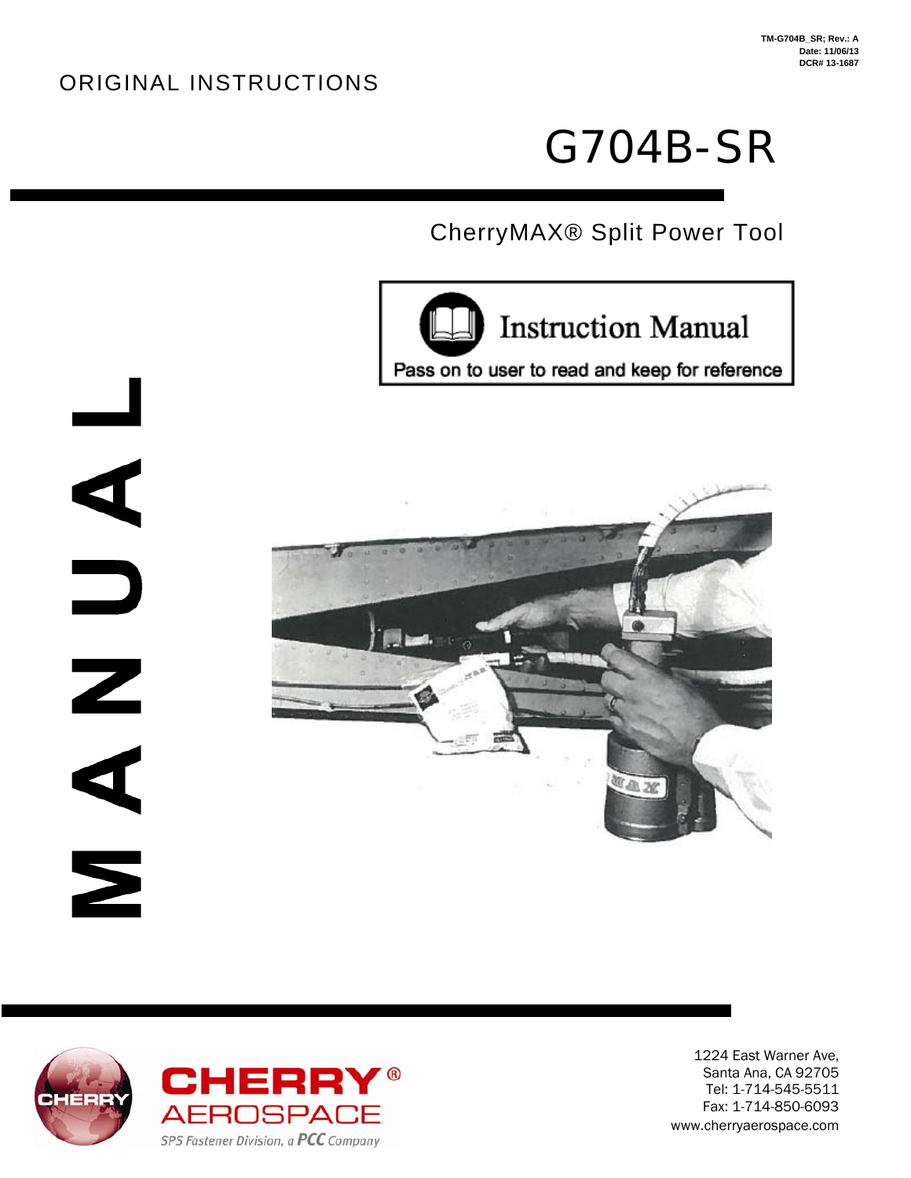TM-G704B_SR; Rev.: A
Date: 11/06/13
DCR# 13-1687

ORIGINAL INSTRUCTIONS

# G704B-SR

## CherryMAX® Split Power Tool

**Instruction Manual**

Pass on to user to read and keep for reference

MANUAL

CHERRY® AEROSPACE

SPS Fastener Division, a PCC Company

1224 East Warner Ave,
Santa Ana, CA 92705
Tel: 1-714-545-5511
Fax: 1-714-850-6093
www.cherryaerospace.com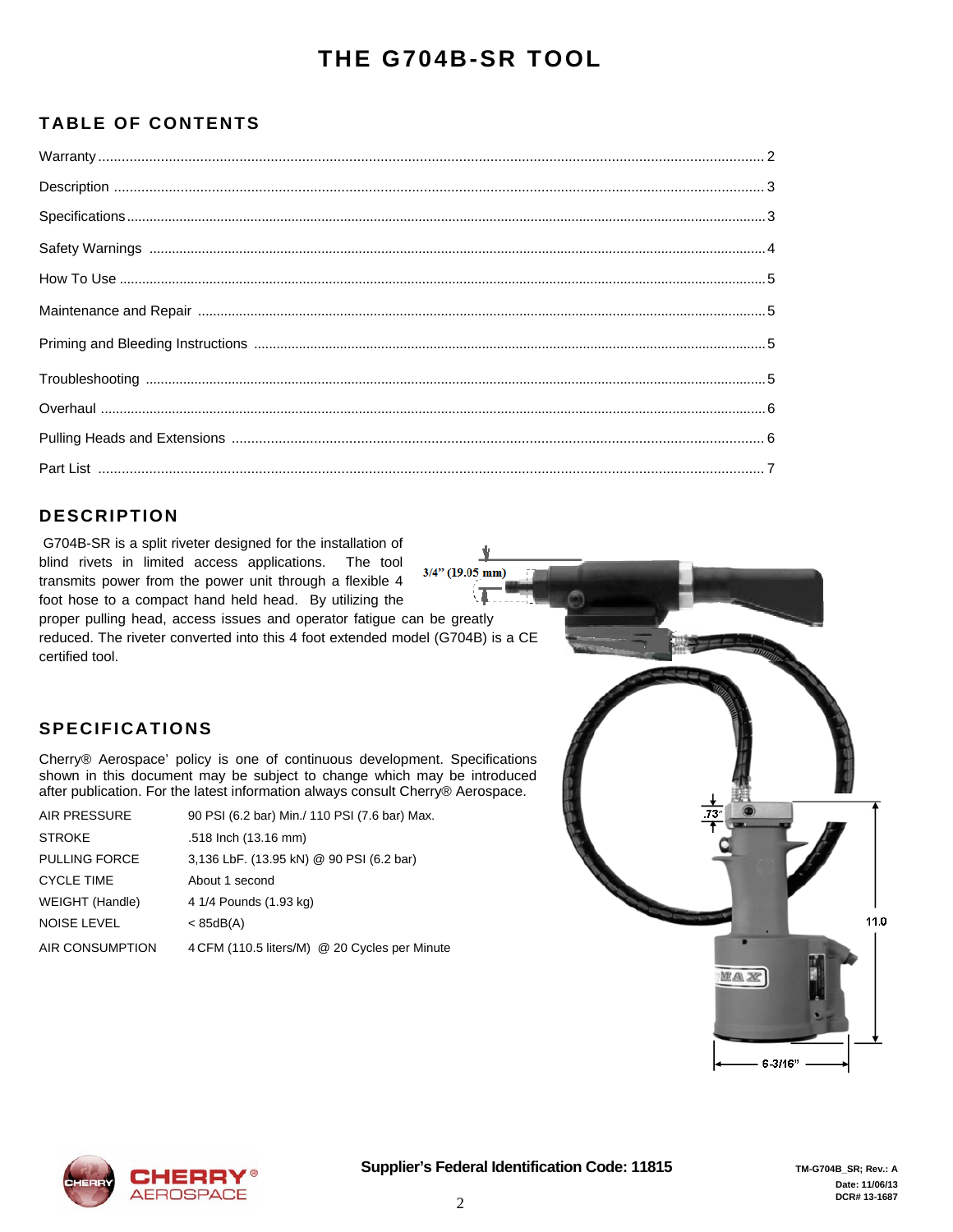# THE G704B-SR TOOL

## TABLE OF CONTENTS

| | |
|---|---|
| Warranty | 2 |
| Description | 3 |
| Specifications | 3 |
| Safety Warnings | 4 |
| How To Use | 5 |
| Maintenance and Repair | 5 |
| Priming and Bleeding Instructions | 5 |
| Troubleshooting | 5 |
| Overhaul | 6 |
| Pulling Heads and Extensions | 6 |
| Part List | 7 |

## DESCRIPTION

G704B-SR is a split riveter designed for the installation of blind rivets in limited access applications. The tool transmits power from the power unit through a flexible 4 foot hose to a compact hand held head. By utilizing the proper pulling head, access issues and operator fatigue can be greatly reduced. The riveter converted into this 4 foot extended model (G704B) is a CE certified tool.

3/4" (19.05 mm)

.73"

11.0

6-3/16"

## SPECIFICATIONS

Cherry® Aerospace' policy is one of continuous development. Specifications shown in this document may be subject to change which may be introduced after publication. For the latest information always consult Cherry® Aerospace.

| | |
|---|---|
| AIR PRESSURE | 90 PSI (6.2 bar) Min./ 110 PSI (7.6 bar) Max. |
| STROKE | .518 Inch (13.16 mm) |
| PULLING FORCE | 3,136 LbF. (13.95 kN) @ 90 PSI (6.2 bar) |
| CYCLE TIME | About 1 second |
| WEIGHT (Handle) | 4 1/4 Pounds (1.93 kg) |
| NOISE LEVEL | < 85dB(A) |
| AIR CONSUMPTION | 4 CFM (110.5 liters/M) @ 20 Cycles per Minute |

Supplier's Federal Identification Code: 11815

TM-G704B_SR; Rev.: A
Date: 11/06/13
DCR# 13-1687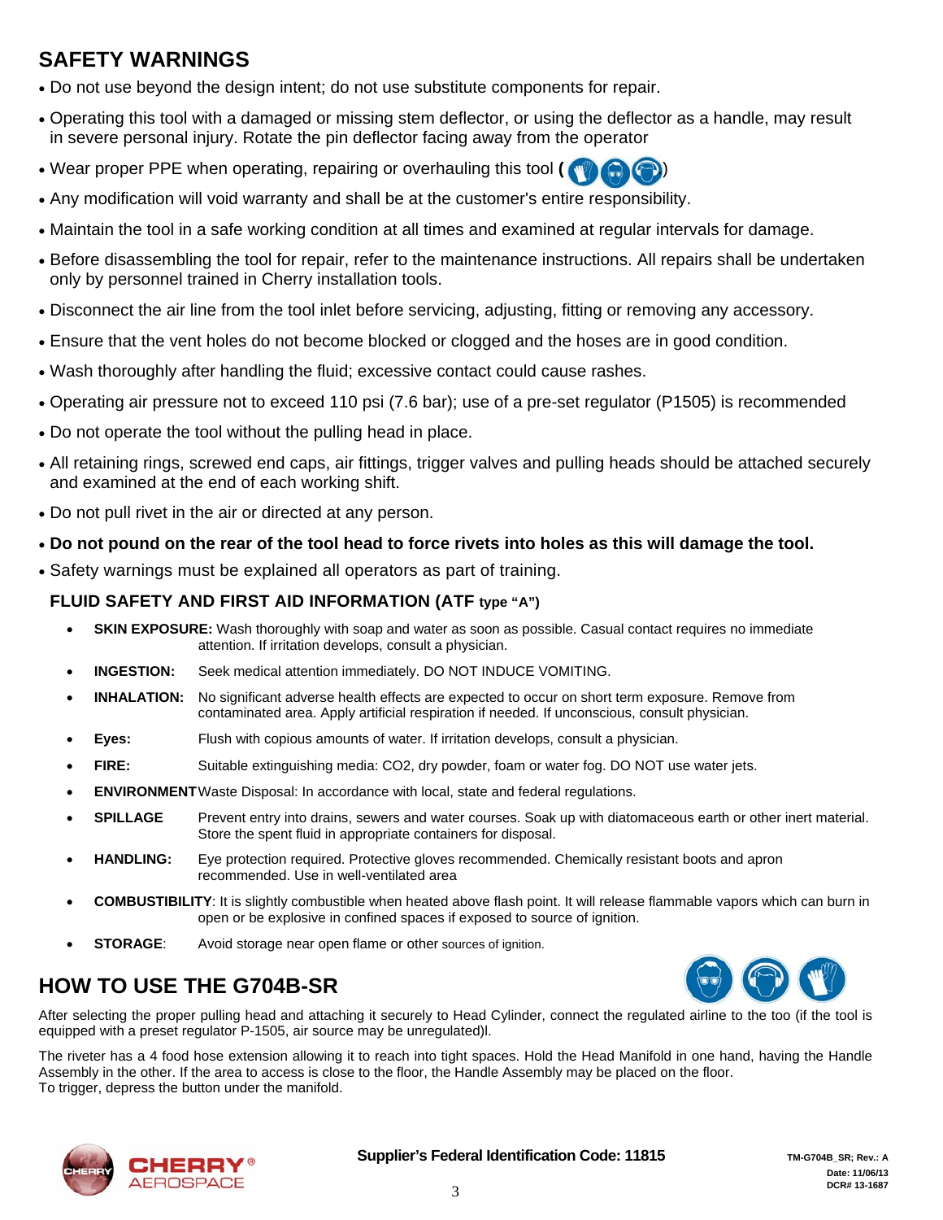## SAFETY WARNINGS

- Do not use beyond the design intent; do not use substitute components for repair.
- Operating this tool with a damaged or missing stem deflector, or using the deflector as a handle, may result in severe personal injury. Rotate the pin deflector facing away from the operator
- Wear proper PPE when operating, repairing or overhauling this tool **(** )
- Any modification will void warranty and shall be at the customer's entire responsibility.
- Maintain the tool in a safe working condition at all times and examined at regular intervals for damage.
- Before disassembling the tool for repair, refer to the maintenance instructions. All repairs shall be undertaken only by personnel trained in Cherry installation tools.
- Disconnect the air line from the tool inlet before servicing, adjusting, fitting or removing any accessory.
- Ensure that the vent holes do not become blocked or clogged and the hoses are in good condition.
- Wash thoroughly after handling the fluid; excessive contact could cause rashes.
- Operating air pressure not to exceed 110 psi (7.6 bar); use of a pre-set regulator (P1505) is recommended
- Do not operate the tool without the pulling head in place.
- All retaining rings, screwed end caps, air fittings, trigger valves and pulling heads should be attached securely and examined at the end of each working shift.
- Do not pull rivet in the air or directed at any person.
- **Do not pound on the rear of the tool head to force rivets into holes as this will damage the tool.**
- Safety warnings must be explained all operators as part of training.

### FLUID SAFETY AND FIRST AID INFORMATION (ATF type "A")

- **SKIN EXPOSURE:** Wash thoroughly with soap and water as soon as possible. Casual contact requires no immediate attention. If irritation develops, consult a physician.
- **INGESTION:** Seek medical attention immediately. DO NOT INDUCE VOMITING.
- **INHALATION:** No significant adverse health effects are expected to occur on short term exposure. Remove from contaminated area. Apply artificial respiration if needed. If unconscious, consult physician.
- **Eyes:** Flush with copious amounts of water. If irritation develops, consult a physician.
- **FIRE:** Suitable extinguishing media: CO2, dry powder, foam or water fog. DO NOT use water jets.
- **ENVIRONMENT** Waste Disposal: In accordance with local, state and federal regulations.
- **SPILLAGE** Prevent entry into drains, sewers and water courses. Soak up with diatomaceous earth or other inert material. Store the spent fluid in appropriate containers for disposal.
- **HANDLING:** Eye protection required. Protective gloves recommended. Chemically resistant boots and apron recommended. Use in well-ventilated area
- **COMBUSTIBILITY**: It is slightly combustible when heated above flash point. It will release flammable vapors which can burn in open or be explosive in confined spaces if exposed to source of ignition.
- **STORAGE**: Avoid storage near open flame or other sources of ignition.

## HOW TO USE THE G704B-SR

After selecting the proper pulling head and attaching it securely to Head Cylinder, connect the regulated airline to the too (if the tool is equipped with a preset regulator P-1505, air source may be unregulated)l.

The riveter has a 4 food hose extension allowing it to reach into tight spaces. Hold the Head Manifold in one hand, having the Handle Assembly in the other. If the area to access is close to the floor, the Handle Assembly may be placed on the floor.
To trigger, depress the button under the manifold.

Supplier's Federal Identification Code: 11815

TM-G704B_SR; Rev.: A
Date: 11/06/13
DCR# 13-1687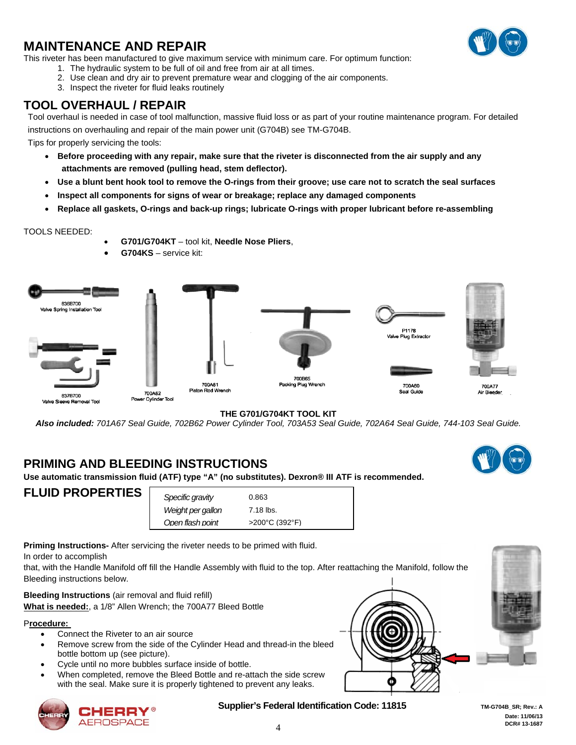## MAINTENANCE AND REPAIR

This riveter has been manufactured to give maximum service with minimum care. For optimum function:

1. The hydraulic system to be full of oil and free from air at all times.
2. Use clean and dry air to prevent premature wear and clogging of the air components.
3. Inspect the riveter for fluid leaks routinely

## TOOL OVERHAUL / REPAIR

Tool overhaul is needed in case of tool malfunction, massive fluid loss or as part of your routine maintenance program. For detailed instructions on overhauling and repair of the main power unit (G704B) see TM-G704B.

Tips for properly servicing the tools:

- **Before proceeding with any repair, make sure that the riveter is disconnected from the air supply and any attachments are removed (pulling head, stem deflector).**
- **Use a blunt bent hook tool to remove the O-rings from their groove; use care not to scratch the seal surfaces**
- **Inspect all components for signs of wear or breakage; replace any damaged components**
- **Replace all gaskets, O-rings and back-up rings; lubricate O-rings with proper lubricant before re-assembling**

TOOLS NEEDED:

- **G701/G704KT** – tool kit, **Needle Nose Pliers**,
- **G704KS** – service kit:

836B700
Valve Spring Installation Tool

837B700
Valve Sleeve Removal Tool

700A62
Power Cylinder Tool

700A61
Piston Rod Wrench

700B65
Packing Plug Wrench

P1178
Valve Plug Extractor

700A60
Seal Guide

700A77
Air Bleeder

**THE G701/G704KT TOOL KIT**

***Also included:*** *701A67 Seal Guide, 702B62 Power Cylinder Tool, 703A53 Seal Guide, 702A64 Seal Guide, 744-103 Seal Guide.*

## PRIMING AND BLEEDING INSTRUCTIONS

**Use automatic transmission fluid (ATF) type "A" (no substitutes). Dexron® III ATF is recommended.**

## FLUID PROPERTIES

| | |
|---|---|
| *Specific gravity* | 0.863 |
| *Weight per gallon* | 7.18 lbs. |
| *Open flash point* | >200°C (392°F) |

**Priming Instructions-** After servicing the riveter needs to be primed with fluid.
In order to accomplish
that, with the Handle Manifold off fill the Handle Assembly with fluid to the top. After reattaching the Manifold, follow the Bleeding instructions below.

**Bleeding Instructions** (air removal and fluid refill)
**What is needed:**, a 1/8" Allen Wrench; the 700A77 Bleed Bottle

**Procedure:**

- Connect the Riveter to an air source
- Remove screw from the side of the Cylinder Head and thread-in the bleed bottle bottom up (see picture).
- Cycle until no more bubbles surface inside of bottle.
- When completed, remove the Bleed Bottle and re-attach the side screw with the seal. Make sure it is properly tightened to prevent any leaks.

**Supplier's Federal Identification Code: 11815**

TM-G704B_SR; Rev.: A
Date: 11/06/13
DCR# 13-1687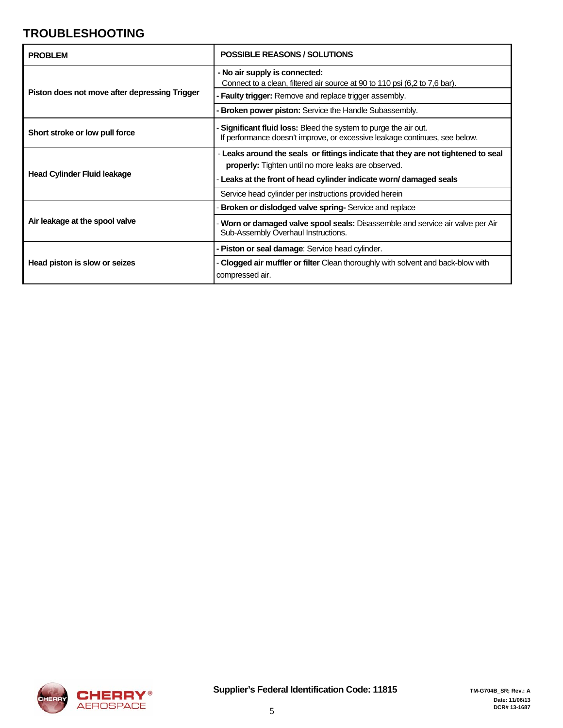# TROUBLESHOOTING

| PROBLEM | POSSIBLE REASONS / SOLUTIONS |
|---|---|
| **Piston does not move after depressing Trigger** | **- No air supply is connected:** Connect to a clean, filtered air source at 90 to 110 psi (6,2 to 7,6 bar). |
| | **- Faulty trigger:** Remove and replace trigger assembly. |
| | **- Broken power piston:** Service the Handle Subassembly. |
| **Short stroke or low pull force** | - **Significant fluid loss:** Bleed the system to purge the air out. If performance doesn't improve, or excessive leakage continues, see below. |
| **Head Cylinder Fluid leakage** | - **Leaks around the seals or fittings indicate that they are not tightened to seal properly:** Tighten until no more leaks are observed. |
| | - **Leaks at the front of head cylinder indicate worn/ damaged seals** |
| | Service head cylinder per instructions provided herein |
| **Air leakage at the spool valve** | - **Broken or dislodged valve spring-** Service and replace |
| | - **Worn or damaged valve spool seals:** Disassemble and service air valve per Air Sub-Assembly Overhaul Instructions. |
| **Head piston is slow or seizes** | **- Piston or seal damage**: Service head cylinder. |
| | - **Clogged air muffler or filter** Clean thoroughly with solvent and back-blow with compressed air. |

Supplier's Federal Identification Code: 11815

TM-G704B_SR; Rev.: A
Date: 11/06/13
DCR# 13-1687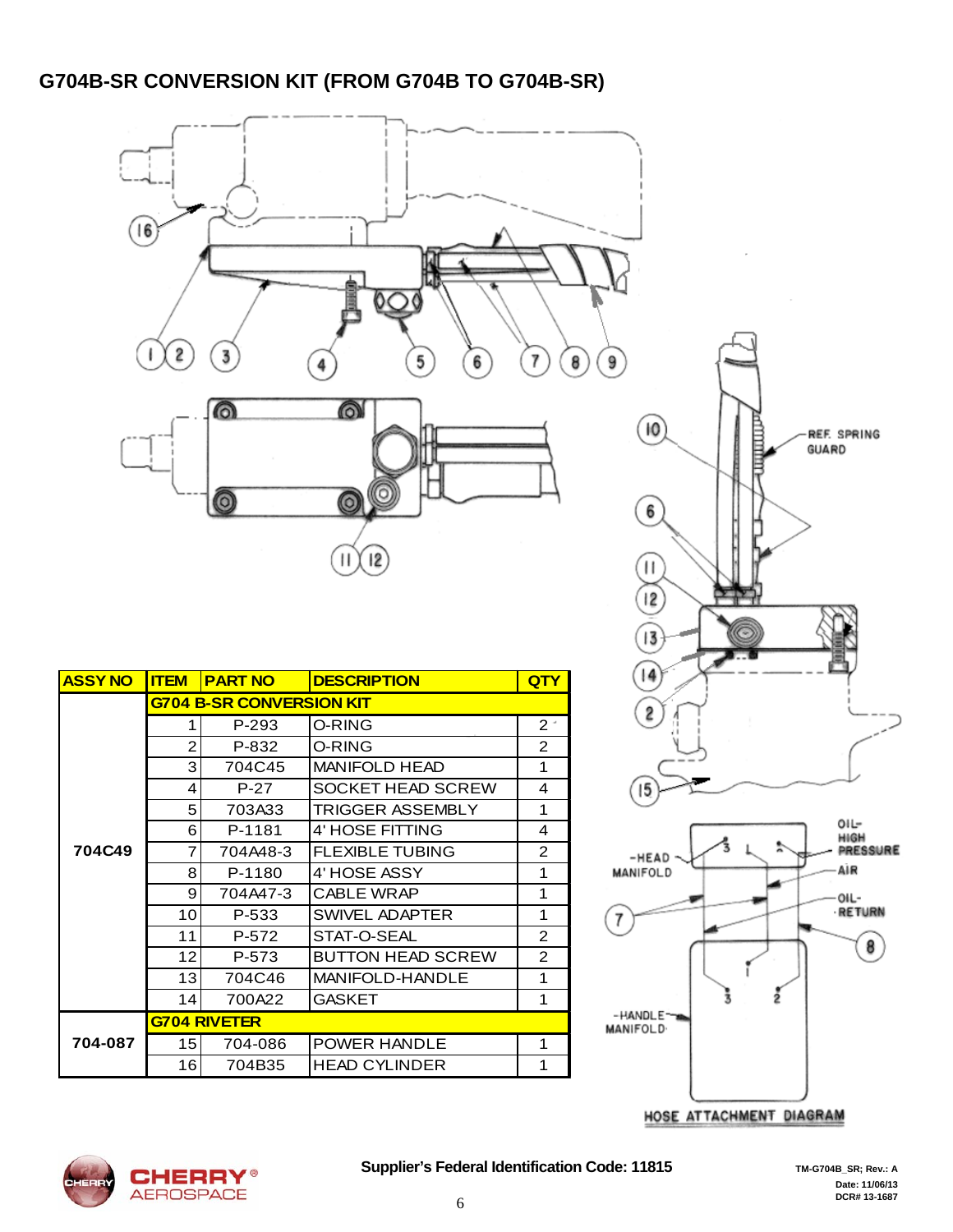## G704B-SR CONVERSION KIT (FROM G704B TO G704B-SR)

16
1 2 3 4 5 6 7 8 9
11 12
10
REF. SPRING GUARD
6
11
12
13
14
2
15

HEAD MANIFOLD
OIL-HIGH PRESSURE
AIR
OIL-RETURN
7
8
HANDLE MANIFOLD
HOSE ATTACHMENT DIAGRAM

| ASSY NO | ITEM | PART NO | DESCRIPTION | QTY |
|---|---|---|---|---|
| | **G704 B-SR CONVERSION KIT** | | | |
| 704C49 | 1 | P-293 | O-RING | 2 |
| | 2 | P-832 | O-RING | 2 |
| | 3 | 704C45 | MANIFOLD HEAD | 1 |
| | 4 | P-27 | SOCKET HEAD SCREW | 4 |
| | 5 | 703A33 | TRIGGER ASSEMBLY | 1 |
| | 6 | P-1181 | 4' HOSE FITTING | 4 |
| | 7 | 704A48-3 | FLEXIBLE TUBING | 2 |
| | 8 | P-1180 | 4' HOSE ASSY | 1 |
| | 9 | 704A47-3 | CABLE WRAP | 1 |
| | 10 | P-533 | SWIVEL ADAPTER | 1 |
| | 11 | P-572 | STAT-O-SEAL | 2 |
| | 12 | P-573 | BUTTON HEAD SCREW | 2 |
| | 13 | 704C46 | MANIFOLD-HANDLE | 1 |
| | 14 | 700A22 | GASKET | 1 |
| | **G704 RIVETER** | | | |
| 704-087 | 15 | 704-086 | POWER HANDLE | 1 |
| | 16 | 704B35 | HEAD CYLINDER | 1 |

CHERRY® AEROSPACE

Supplier's Federal Identification Code: 11815

TM-G704B_SR; Rev.: A
Date: 11/06/13
DCR# 13-1687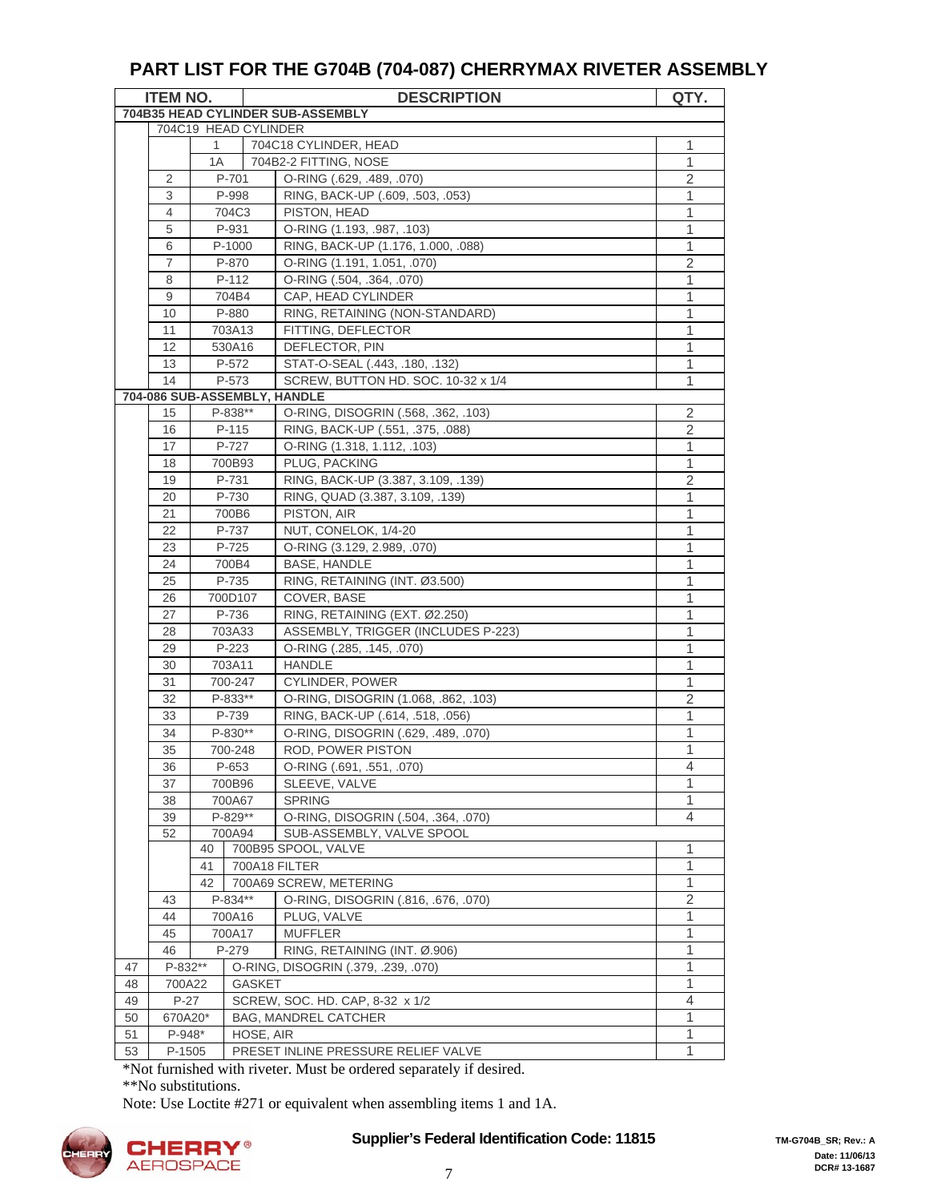# PART LIST FOR THE G704B (704-087) CHERRYMAX RIVETER ASSEMBLY

| ITEM NO. | | DESCRIPTION | QTY. |
|---|---|---|---|
| **704B35 HEAD CYLINDER SUB-ASSEMBLY** | | | |
| 704C19 HEAD CYLINDER | | | |
| 1 | | 704C18 CYLINDER, HEAD | 1 |
| 1A | | 704B2-2 FITTING, NOSE | 1 |
| 2 | P-701 | O-RING (.629, .489, .070) | 2 |
| 3 | P-998 | RING, BACK-UP (.609, .503, .053) | 1 |
| 4 | 704C3 | PISTON, HEAD | 1 |
| 5 | P-931 | O-RING (1.193, .987, .103) | 1 |
| 6 | P-1000 | RING, BACK-UP (1.176, 1.000, .088) | 1 |
| 7 | P-870 | O-RING (1.191, 1.051, .070) | 2 |
| 8 | P-112 | O-RING (.504, .364, .070) | 1 |
| 9 | 704B4 | CAP, HEAD CYLINDER | 1 |
| 10 | P-880 | RING, RETAINING (NON-STANDARD) | 1 |
| 11 | 703A13 | FITTING, DEFLECTOR | 1 |
| 12 | 530A16 | DEFLECTOR, PIN | 1 |
| 13 | P-572 | STAT-O-SEAL (.443, .180, .132) | 1 |
| 14 | P-573 | SCREW, BUTTON HD. SOC. 10-32 x 1/4 | 1 |
| **704-086 SUB-ASSEMBLY, HANDLE** | | | |
| 15 | P-838** | O-RING, DISOGRIN (.568, .362, .103) | 2 |
| 16 | P-115 | RING, BACK-UP (.551, .375, .088) | 2 |
| 17 | P-727 | O-RING (1.318, 1.112, .103) | 1 |
| 18 | 700B93 | PLUG, PACKING | 1 |
| 19 | P-731 | RING, BACK-UP (3.387, 3.109, .139) | 2 |
| 20 | P-730 | RING, QUAD (3.387, 3.109, .139) | 1 |
| 21 | 700B6 | PISTON, AIR | 1 |
| 22 | P-737 | NUT, CONELOK, 1/4-20 | 1 |
| 23 | P-725 | O-RING (3.129, 2.989, .070) | 1 |
| 24 | 700B4 | BASE, HANDLE | 1 |
| 25 | P-735 | RING, RETAINING (INT. Ø3.500) | 1 |
| 26 | 700D107 | COVER, BASE | 1 |
| 27 | P-736 | RING, RETAINING (EXT. Ø2.250) | 1 |
| 28 | 703A33 | ASSEMBLY, TRIGGER (INCLUDES P-223) | 1 |
| 29 | P-223 | O-RING (.285, .145, .070) | 1 |
| 30 | 703A11 | HANDLE | 1 |
| 31 | 700-247 | CYLINDER, POWER | 1 |
| 32 | P-833** | O-RING, DISOGRIN (1.068, .862, .103) | 2 |
| 33 | P-739 | RING, BACK-UP (.614, .518, .056) | 1 |
| 34 | P-830** | O-RING, DISOGRIN (.629, .489, .070) | 1 |
| 35 | 700-248 | ROD, POWER PISTON | 1 |
| 36 | P-653 | O-RING (.691, .551, .070) | 4 |
| 37 | 700B96 | SLEEVE, VALVE | 1 |
| 38 | 700A67 | SPRING | 1 |
| 39 | P-829** | O-RING, DISOGRIN (.504, .364, .070) | 4 |
| 52 | 700A94 | SUB-ASSEMBLY, VALVE SPOOL | |
| 40 | | 700B95 SPOOL, VALVE | 1 |
| 41 | | 700A18 FILTER | 1 |
| 42 | | 700A69 SCREW, METERING | 1 |
| 43 | P-834** | O-RING, DISOGRIN (.816, .676, .070) | 2 |
| 44 | 700A16 | PLUG, VALVE | 1 |
| 45 | 700A17 | MUFFLER | 1 |
| 46 | P-279 | RING, RETAINING (INT. Ø.906) | 1 |
| 47 | P-832** | O-RING, DISOGRIN (.379, .239, .070) | 1 |
| 48 | 700A22 | GASKET | 1 |
| 49 | P-27 | SCREW, SOC. HD. CAP, 8-32 x 1/2 | 4 |
| 50 | 670A20* | BAG, MANDREL CATCHER | 1 |
| 51 | P-948* | HOSE, AIR | 1 |
| 53 | P-1505 | PRESET INLINE PRESSURE RELIEF VALVE | 1 |

*Not furnished with riveter. Must be ordered separately if desired.

**No substitutions.

Note: Use Loctite #271 or equivalent when assembling items 1 and 1A.

CHERRY® AEROSPACE

**Supplier's Federal Identification Code: 11815**

TM-G704B_SR; Rev.: A
Date: 11/06/13
DCR# 13-1687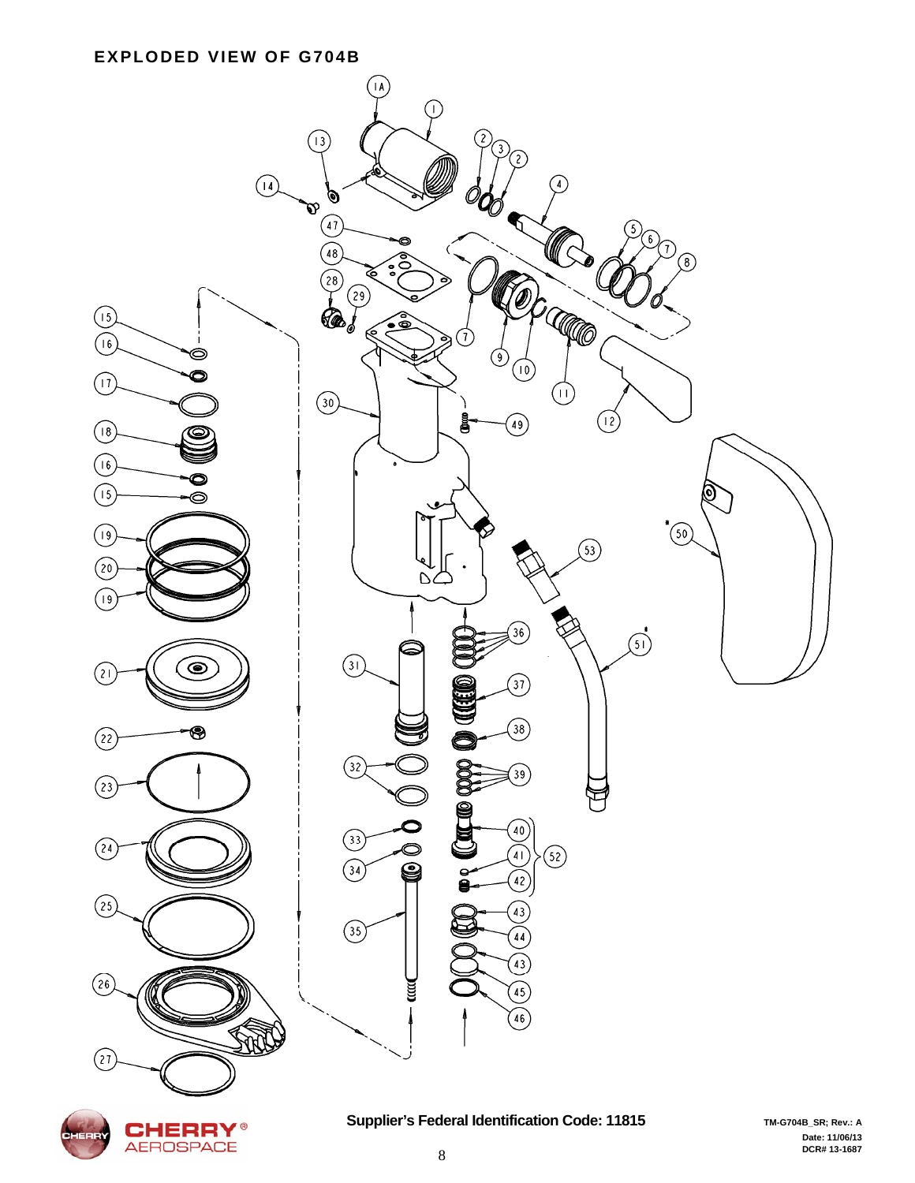## EXPLODED VIEW OF G704B

1A
1
13
14
2
3
2
4
47
48
28
29
5
6
7
8
7
9
10
11
12
15
16
17
18
16
15
19
20
19
21
22
23
24
25
26
27
30
49
50
53
31
36
37
38
32
39
33
34
35
40
41
42
52
43
44
43
45
46
51

**Supplier's Federal Identification Code: 11815**

**TM-G704B_SR; Rev.: A**
**Date: 11/06/13**
**DCR# 13-1687**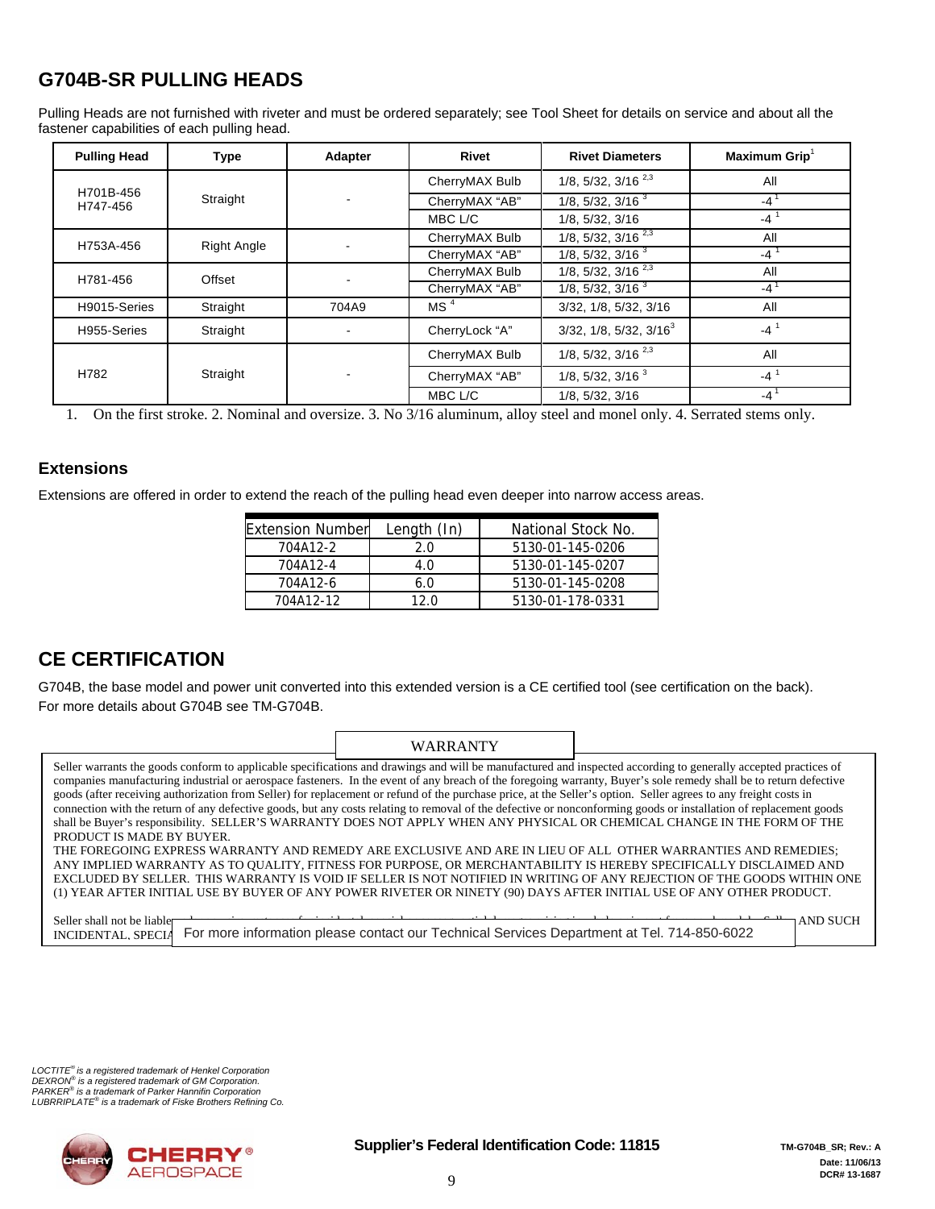## G704B-SR PULLING HEADS

Pulling Heads are not furnished with riveter and must be ordered separately; see Tool Sheet for details on service and about all the fastener capabilities of each pulling head.

| Pulling Head | Type | Adapter | Rivet | Rivet Diameters | Maximum Grip[1] |
|---|---|---|---|---|---|
| H701B-456 H747-456 | Straight | - | CherryMAX Bulb | 1/8, 5/32, 3/16 [2,3] | All |
| | | | CherryMAX "AB" | 1/8, 5/32, 3/16 [3] | -4 [1] |
| | | | MBC L/C | 1/8, 5/32, 3/16 | -4 [1] |
| H753A-456 | Right Angle | - | CherryMAX Bulb | 1/8, 5/32, 3/16 [2,3] | All |
| | | | CherryMAX "AB" | 1/8, 5/32, 3/16 [3] | -4 [1] |
| H781-456 | Offset | - | CherryMAX Bulb | 1/8, 5/32, 3/16 [2,3] | All |
| | | | CherryMAX "AB" | 1/8, 5/32, 3/16 [3] | -4 [1] |
| H9015-Series | Straight | 704A9 | MS [4] | 3/32, 1/8, 5/32, 3/16 | All |
| H955-Series | Straight | - | CherryLock "A" | 3/32, 1/8, 5/32, 3/16[3] | -4 [1] |
| H782 | Straight | - | CherryMAX Bulb | 1/8, 5/32, 3/16 [2,3] | All |
| | | | CherryMAX "AB" | 1/8, 5/32, 3/16 [3] | -4 [1] |
| | | | MBC L/C | 1/8, 5/32, 3/16 | -4 [1] |

1. On the first stroke. 2. Nominal and oversize. 3. No 3/16 aluminum, alloy steel and monel only. 4. Serrated stems only.

### Extensions

Extensions are offered in order to extend the reach of the pulling head even deeper into narrow access areas.

| Extension Number | Length (In) | National Stock No. |
|---|---|---|
| 704A12-2 | 2.0 | 5130-01-145-0206 |
| 704A12-4 | 4.0 | 5130-01-145-0207 |
| 704A12-6 | 6.0 | 5130-01-145-0208 |
| 704A12-12 | 12.0 | 5130-01-178-0331 |

## CE CERTIFICATION

G704B, the base model and power unit converted into this extended version is a CE certified tool (see certification on the back). For more details about G704B see TM-G704B.

WARRANTY

Seller warrants the goods conform to applicable specifications and drawings and will be manufactured and inspected according to generally accepted practices of companies manufacturing industrial or aerospace fasteners. In the event of any breach of the foregoing warranty, Buyer's sole remedy shall be to return defective goods (after receiving authorization from Seller) for replacement or refund of the purchase price, at the Seller's option. Seller agrees to any freight costs in connection with the return of any defective goods, but any costs relating to removal of the defective or nonconforming goods or installation of replacement goods shall be Buyer's responsibility. SELLER'S WARRANTY DOES NOT APPLY WHEN ANY PHYSICAL OR CHEMICAL CHANGE IN THE FORM OF THE PRODUCT IS MADE BY BUYER.
THE FOREGOING EXPRESS WARRANTY AND REMEDY ARE EXCLUSIVE AND ARE IN LIEU OF ALL OTHER WARRANTIES AND REMEDIES; ANY IMPLIED WARRANTY AS TO QUALITY, FITNESS FOR PURPOSE, OR MERCHANTABILITY IS HEREBY SPECIFICALLY DISCLAIMED AND EXCLUDED BY SELLER. THIS WARRANTY IS VOID IF SELLER IS NOT NOTIFIED IN WRITING OF ANY REJECTION OF THE GOODS WITHIN ONE (1) YEAR AFTER INITIAL USE BY BUYER OF ANY POWER RIVETER OR NINETY (90) DAYS AFTER INITIAL USE OF ANY OTHER PRODUCT.

Seller shall not be liable ... AND SUCH INCIDENTAL, SPECIA...

For more information please contact our Technical Services Department at Tel. 714-850-6022

*LOCTITE® is a registered trademark of Henkel Corporation*
*DEXRON® is a registered trademark of GM Corporation.*
*PARKER® is a trademark of Parker Hannifin Corporation*
*LUBRRIPLATE® is a trademark of Fiske Brothers Refining Co.*

CHERRY® AEROSPACE

**Supplier's Federal Identification Code: 11815**

**TM-G704B_SR; Rev.: A**
**Date: 11/06/13**
**DCR# 13-1687**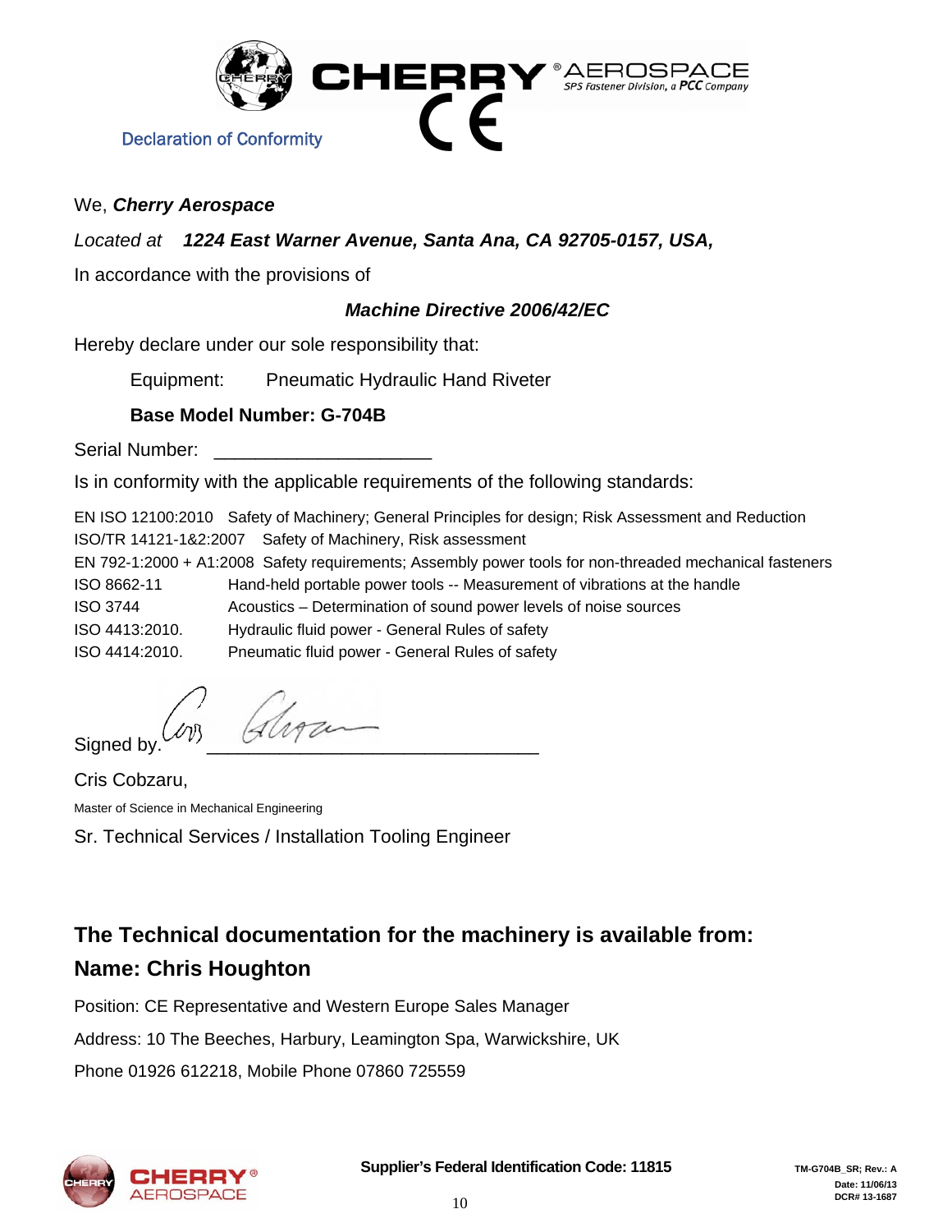CHERRY® AEROSPACE
SPS Fastener Division, a PCC Company

CE

Declaration of Conformity

We, ***Cherry Aerospace***

*Located at* ***1224 East Warner Avenue, Santa Ana, CA 92705-0157, USA,***

In accordance with the provisions of

***Machine Directive 2006/42/EC***

Hereby declare under our sole responsibility that:

Equipment: Pneumatic Hydraulic Hand Riveter

**Base Model Number: G-704B**

Serial Number: ____________________

Is in conformity with the applicable requirements of the following standards:

| | |
|---|---|
| EN ISO 12100:2010 | Safety of Machinery; General Principles for design; Risk Assessment and Reduction |
| ISO/TR 14121-1&2:2007 | Safety of Machinery, Risk assessment |
| EN 792-1:2000 + A1:2008 | Safety requirements; Assembly power tools for non-threaded mechanical fasteners |
| ISO 8662-11 | Hand-held portable power tools -- Measurement of vibrations at the handle |
| ISO 3744 | Acoustics – Determination of sound power levels of noise sources |
| ISO 4413:2010. | Hydraulic fluid power - General Rules of safety |
| ISO 4414:2010. | Pneumatic fluid power - General Rules of safety |

Signed by. ______________________________

Cris Cobzaru,

Master of Science in Mechanical Engineering

Sr. Technical Services / Installation Tooling Engineer

## The Technical documentation for the machinery is available from:

## Name: Chris Houghton

Position: CE Representative and Western Europe Sales Manager

Address: 10 The Beeches, Harbury, Leamington Spa, Warwickshire, UK

Phone 01926 612218, Mobile Phone 07860 725559

**Supplier's Federal Identification Code: 11815**

**TM-G704B_SR; Rev.: A**
**Date: 11/06/13**
**DCR# 13-1687**